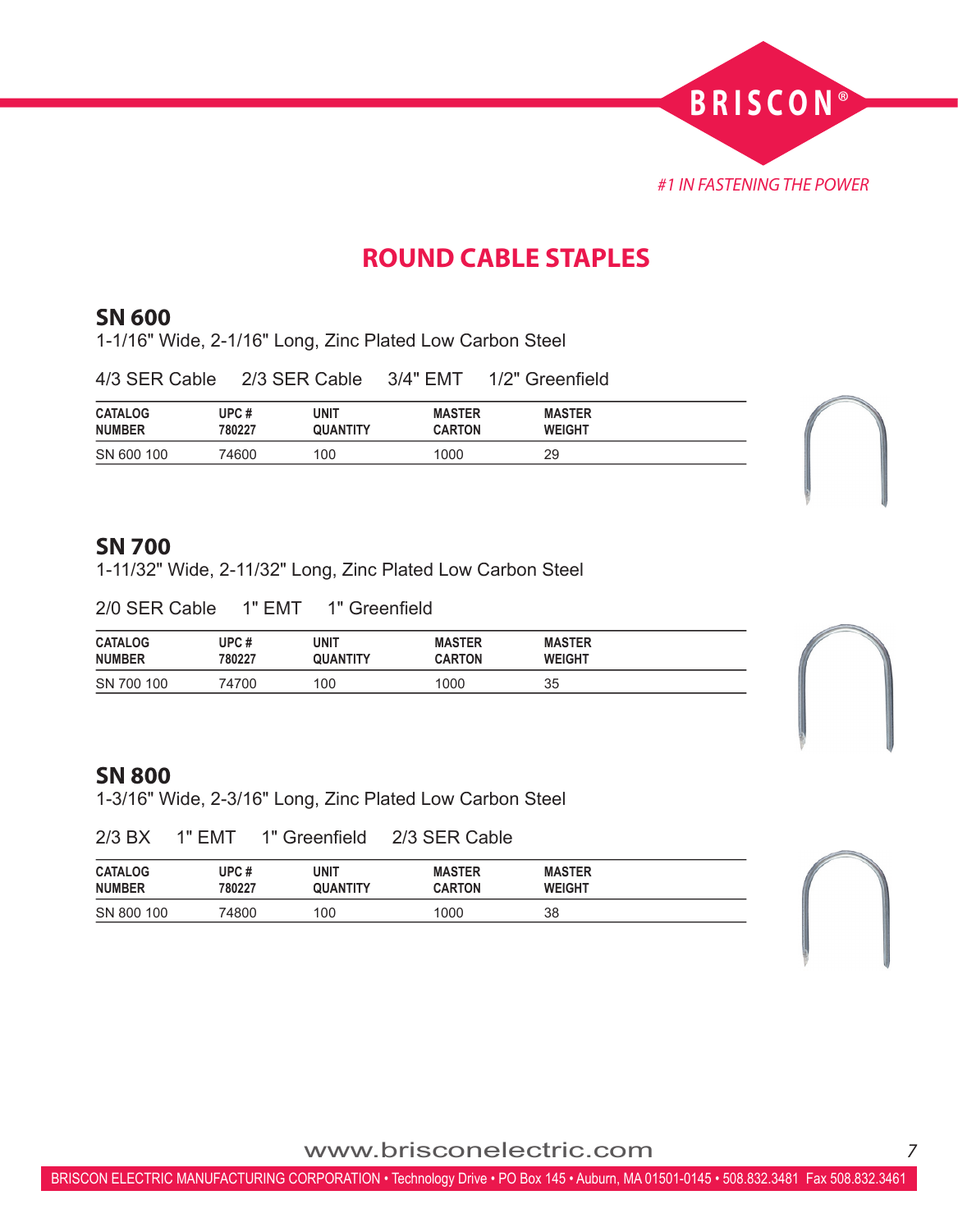BRISCON®

*#1 IN FASTENING THE POWER*

# ROUND CABLE STAPLES

## SN 600

1-1/16" Wide, 2-1/16" Long, Zinc Plated Low Carbon Steel

4/3 SER Cable  2/3 SER Cable  3/4" EMT  1/2" Greenfield

| CATALOG NUMBER | UPC # 780227 | UNIT QUANTITY | MASTER CARTON | MASTER WEIGHT |
|---|---|---|---|---|
| SN 600 100 | 74600 | 100 | 1000 | 29 |

## SN 700

1-11/32" Wide, 2-11/32" Long, Zinc Plated Low Carbon Steel

2/0 SER Cable  1" EMT  1" Greenfield

| CATALOG NUMBER | UPC # 780227 | UNIT QUANTITY | MASTER CARTON | MASTER WEIGHT |
|---|---|---|---|---|
| SN 700 100 | 74700 | 100 | 1000 | 35 |

## SN 800

1-3/16" Wide, 2-3/16" Long, Zinc Plated Low Carbon Steel

2/3 BX  1" EMT  1" Greenfield  2/3 SER Cable

| CATALOG NUMBER | UPC # 780227 | UNIT QUANTITY | MASTER CARTON | MASTER WEIGHT |
|---|---|---|---|---|
| SN 800 100 | 74800 | 100 | 1000 | 38 |

www.brisconelectric.com

BRISCON ELECTRIC MANUFACTURING CORPORATION • Technology Drive • PO Box 145 • Auburn, MA 01501-0145 • 508.832.3481 Fax 508.832.3461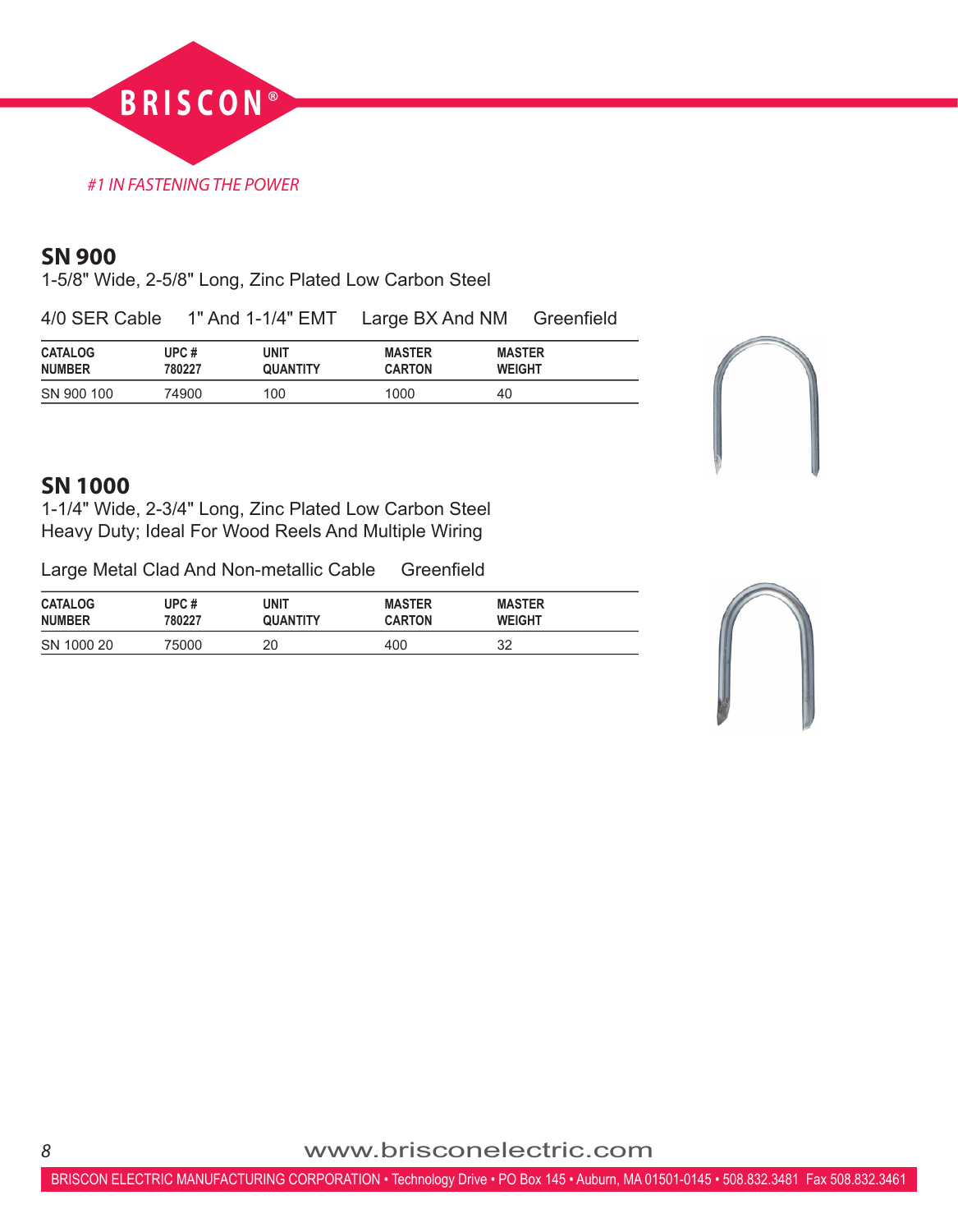# BRISCON®

*#1 IN FASTENING THE POWER*

## SN 900

1-5/8" Wide, 2-5/8" Long, Zinc Plated Low Carbon Steel

4/0 SER Cable    1" And 1-1/4" EMT    Large BX And NM    Greenfield

| CATALOG NUMBER | UPC # 780227 | UNIT QUANTITY | MASTER CARTON | MASTER WEIGHT |
|---|---|---|---|---|
| SN 900 100 | 74900 | 100 | 1000 | 40 |

## SN 1000

1-1/4" Wide, 2-3/4" Long, Zinc Plated Low Carbon Steel
Heavy Duty; Ideal For Wood Reels And Multiple Wiring

Large Metal Clad And Non-metallic Cable    Greenfield

| CATALOG NUMBER | UPC # 780227 | UNIT QUANTITY | MASTER CARTON | MASTER WEIGHT |
|---|---|---|---|---|
| SN 1000 20 | 75000 | 20 | 400 | 32 |

www.brisconelectric.com

BRISCON ELECTRIC MANUFACTURING CORPORATION • Technology Drive • PO Box 145 • Auburn, MA 01501-0145 • 508.832.3481 Fax 508.832.3461